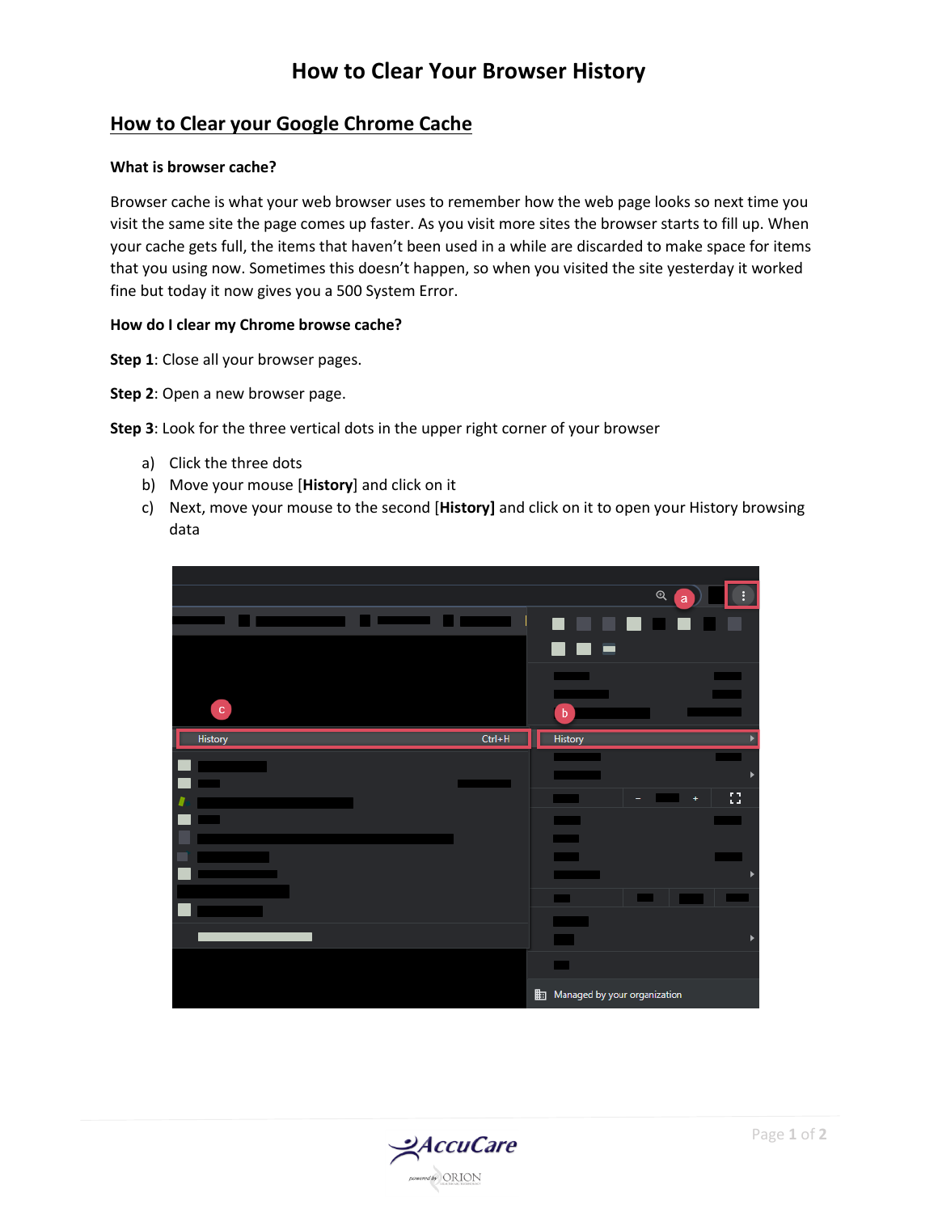# How to Clear Your Browser History

## How to Clear your Google Chrome Cache

### What is browser cache?

Browser cache is what your web browser uses to remember how the web page looks so next time you visit the same site the page comes up faster. As you visit more sites the browser starts to fill up. When your cache gets full, the items that haven't been used in a while are discarded to make space for items that you using now. Sometimes this doesn't happen, so when you visited the site yesterday it worked fine but today it now gives you a 500 System Error.

### How do I clear my Chrome browse cache?

**Step 1**: Close all your browser pages.

**Step 2**: Open a new browser page.

**Step 3**: Look for the three vertical dots in the upper right corner of your browser

a) Click the three dots
b) Move your mouse [**History**] and click on it
c) Next, move your mouse to the second [**History]** and click on it to open your History browsing data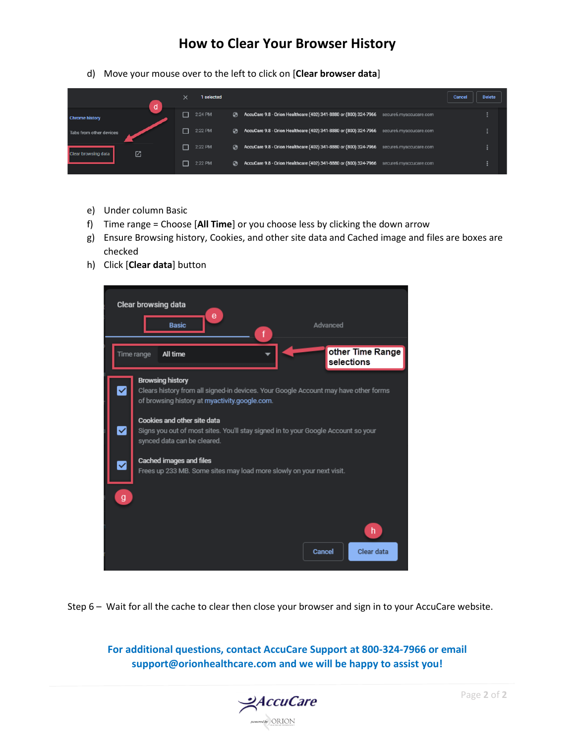# How to Clear Your Browser History

d) Move your mouse over to the left to click on [**Clear browser data**]

e) Under column Basic

f) Time range = Choose [**All Time**] or you choose less by clicking the down arrow

g) Ensure Browsing history, Cookies, and other site data and Cached image and files are boxes are checked

h) Click [**Clear data**] button

Step 6 – Wait for all the cache to clear then close your browser and sign in to your AccuCare website.

**For additional questions, contact AccuCare Support at 800-324-7966 or email support@orionhealthcare.com and we will be happy to assist you!**